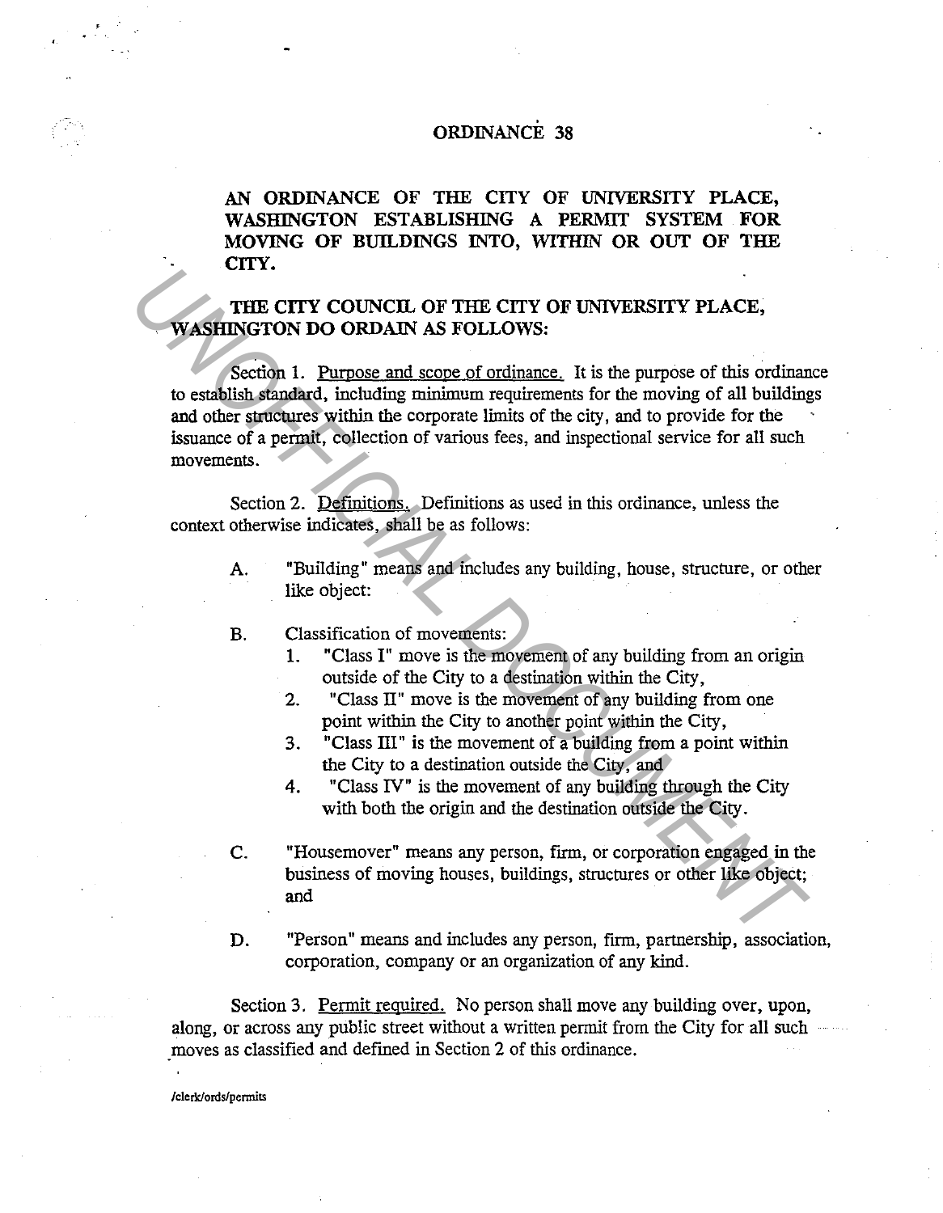# ORDINANCE 38

**AN ORDINANCE OF THE CITY OF UNIVERSITY PLACE, WASHINGTON ESTABLISHING A PERMIT SYSTEM FOR MOVING OF BUILDINGS INTO, WITHIN OR OUT OF THE CITY.**

**THE CITY COUNCIL OF THE CITY OF UNIVERSITY PLACE, WASHINGTON DO ORDAIN AS FOLLOWS:**

Section 1. Purpose and scope of ordinance. It is the purpose of this ordinance to establish standard, including minimum requirements for the moving of all buildings and other structures within the corporate limits of the city, and to provide for the issuance of a permit, collection of various fees, and inspectional service for all such movements.

Section 2. Definitions. Definitions as used in this ordinance, unless the context otherwise indicates, shall be as follows:

A. "Building" means and includes any building, house, structure, or other like object:

B. Classification of movements:
   1. "Class I" move is the movement of any building from an origin outside of the City to a destination within the City,
   2. "Class II" move is the movement of any building from one point within the City to another point within the City,
   3. "Class III" is the movement of a building from a point within the City to a destination outside the City, and
   4. "Class IV" is the movement of any building through the City with both the origin and the destination outside the City.

C. "Housemover" means any person, firm, or corporation engaged in the business of moving houses, buildings, structures or other like object; and

D. "Person" means and includes any person, firm, partnership, association, corporation, company or an organization of any kind.

Section 3. Permit required. No person shall move any building over, upon, along, or across any public street without a written permit from the City for all such moves as classified and defined in Section 2 of this ordinance.

/clerk/ords/permits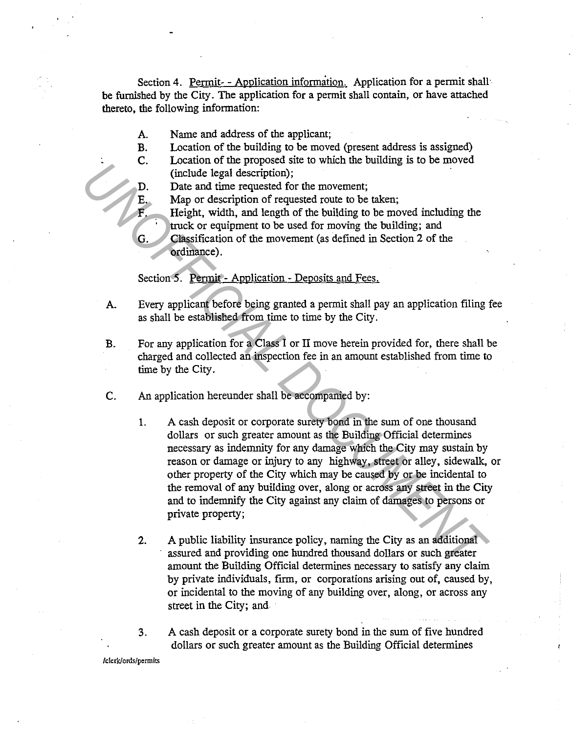Section 4. <u>Permit - Application information</u>. Application for a permit shall be furnished by the City. The application for a permit shall contain, or have attached thereto, the following information:

A. Name and address of the applicant;

B. Location of the building to be moved (present address is assigned)

C. Location of the proposed site to which the building is to be moved (include legal description);

D. Date and time requested for the movement;

E. Map or description of requested route to be taken;

F. Height, width, and length of the building to be moved including the truck or equipment to be used for moving the building; and

G. Classification of the movement (as defined in Section 2 of the ordinance).

Section 5. <u>Permit - Application - Deposits and Fees.</u>

A. Every applicant before being granted a permit shall pay an application filing fee as shall be established from time to time by the City.

B. For any application for a Class I or II move herein provided for, there shall be charged and collected an inspection fee in an amount established from time to time by the City.

C. An application hereunder shall be accompanied by:

1. A cash deposit or corporate surety bond in the sum of one thousand dollars or such greater amount as the Building Official determines necessary as indemnity for any damage which the City may sustain by reason or damage or injury to any highway, street or alley, sidewalk, or other property of the City which may be caused by or be incidental to the removal of any building over, along or across any street in the City and to indemnify the City against any claim of damages to persons or private property;

2. A public liability insurance policy, naming the City as an additional assured and providing one hundred thousand dollars or such greater amount the Building Official determines necessary to satisfy any claim by private individuals, firm, or corporations arising out of, caused by, or incidental to the moving of any building over, along, or across any street in the City; and

3. A cash deposit or a corporate surety bond in the sum of five hundred dollars or such greater amount as the Building Official determines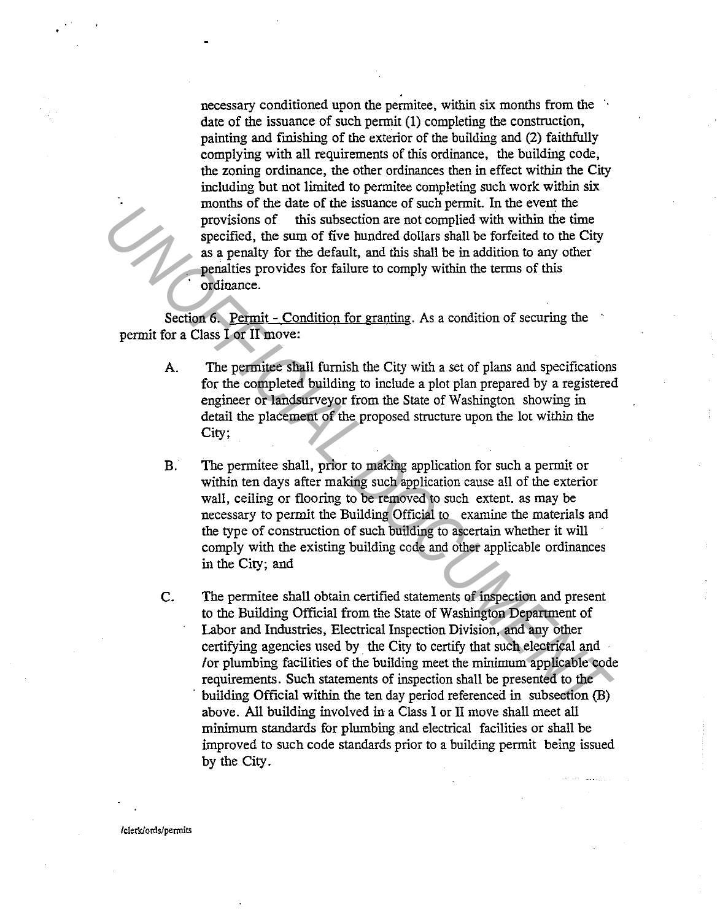necessary conditioned upon the permitee, within six months from the date of the issuance of such permit (1) completing the construction, painting and finishing of the exterior of the building and (2) faithfully complying with all requirements of this ordinance, the building code, the zoning ordinance, the other ordinances then in effect within the City including but not limited to permitee completing such work within six months of the date of the issuance of such permit. In the event the provisions of this subsection are not complied with within the time specified, the sum of five hundred dollars shall be forfeited to the City as a penalty for the default, and this shall be in addition to any other penalties provides for failure to comply within the terms of this ordinance.

Section 6. Permit - Condition for granting. As a condition of securing the permit for a Class I or II move:

A. The permitee shall furnish the City with a set of plans and specifications for the completed building to include a plot plan prepared by a registered engineer or landsurveyor from the State of Washington showing in detail the placement of the proposed structure upon the lot within the City;

B. The permitee shall, prior to making application for such a permit or within ten days after making such application cause all of the exterior wall, ceiling or flooring to be removed to such extent. as may be necessary to permit the Building Official to examine the materials and the type of construction of such building to ascertain whether it will comply with the existing building code and other applicable ordinances in the City; and

C. The permitee shall obtain certified statements of inspection and present to the Building Official from the State of Washington Department of Labor and Industries, Electrical Inspection Division, and any other certifying agencies used by the City to certify that such electrical and /or plumbing facilities of the building meet the minimum applicable code requirements. Such statements of inspection shall be presented to the building Official within the ten day period referenced in subsection (B) above. All building involved in a Class I or II move shall meet all minimum standards for plumbing and electrical facilities or shall be improved to such code standards prior to a building permit being issued by the City.

/clerk/ords/permits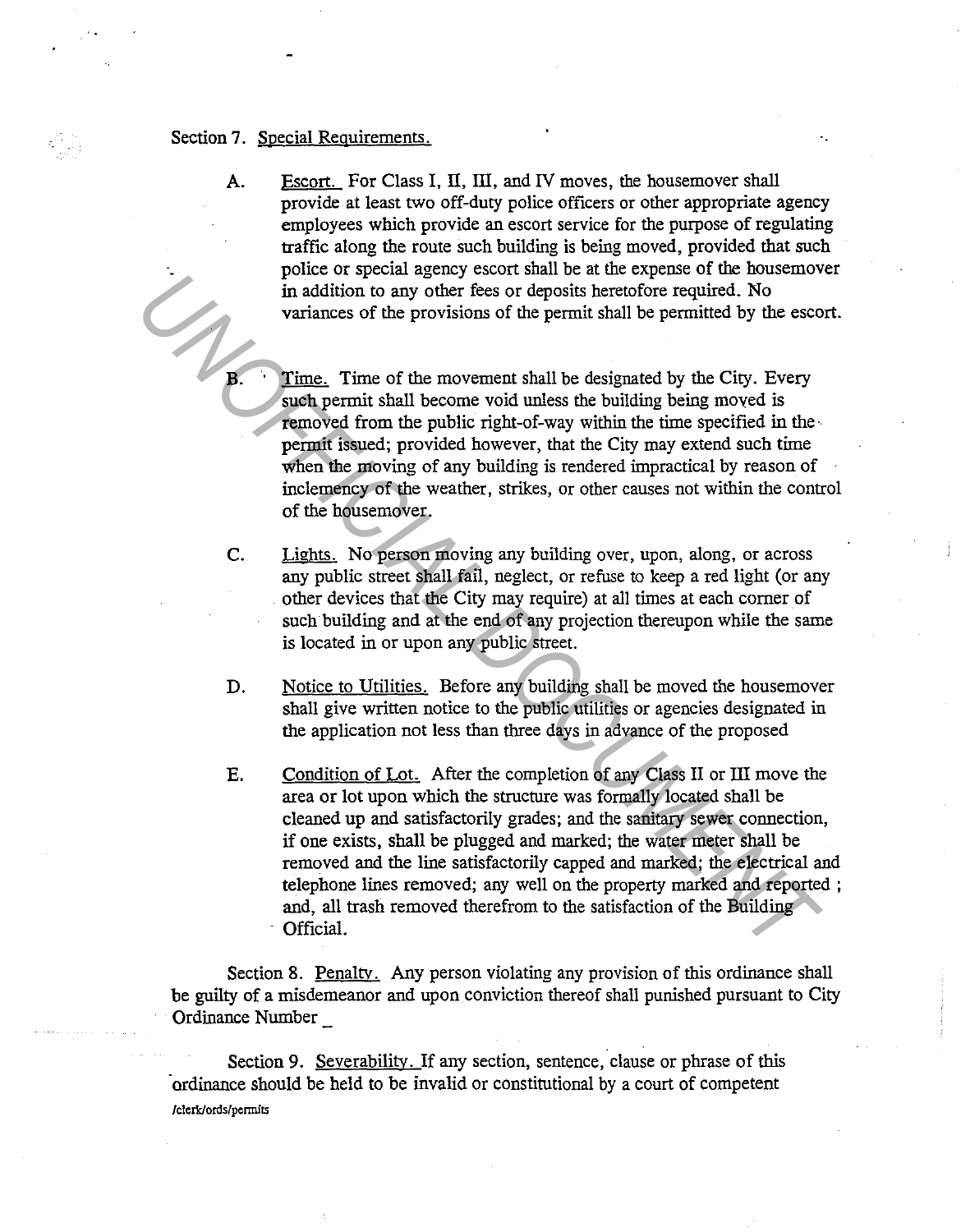Section 7. Special Requirements.

A. Escort. For Class I, II, III, and IV moves, the housemover shall provide at least two off-duty police officers or other appropriate agency employees which provide an escort service for the purpose of regulating traffic along the route such building is being moved, provided that such police or special agency escort shall be at the expense of the housemover in addition to any other fees or deposits heretofore required. No variances of the provisions of the permit shall be permitted by the escort.

B. Time. Time of the movement shall be designated by the City. Every such permit shall become void unless the building being moved is removed from the public right-of-way within the time specified in the permit issued; provided however, that the City may extend such time when the moving of any building is rendered impractical by reason of inclemency of the weather, strikes, or other causes not within the control of the housemover.

C. Lights. No person moving any building over, upon, along, or across any public street shall fail, neglect, or refuse to keep a red light (or any other devices that the City may require) at all times at each corner of such building and at the end of any projection thereupon while the same is located in or upon any public street.

D. Notice to Utilities. Before any building shall be moved the housemover shall give written notice to the public utilities or agencies designated in the application not less than three days in advance of the proposed

E. Condition of Lot. After the completion of any Class II or III move the area or lot upon which the structure was formally located shall be cleaned up and satisfactorily grades; and the sanitary sewer connection, if one exists, shall be plugged and marked; the water meter shall be removed and the line satisfactorily capped and marked; the electrical and telephone lines removed; any well on the property marked and reported ; and, all trash removed therefrom to the satisfaction of the Building Official.

Section 8. Penalty. Any person violating any provision of this ordinance shall be guilty of a misdemeanor and upon conviction thereof shall punished pursuant to City Ordinance Number _

Section 9. Severability. If any section, sentence, clause or phrase of this ordinance should be held to be invalid or constitutional by a court of competent

/clerk/ords/permits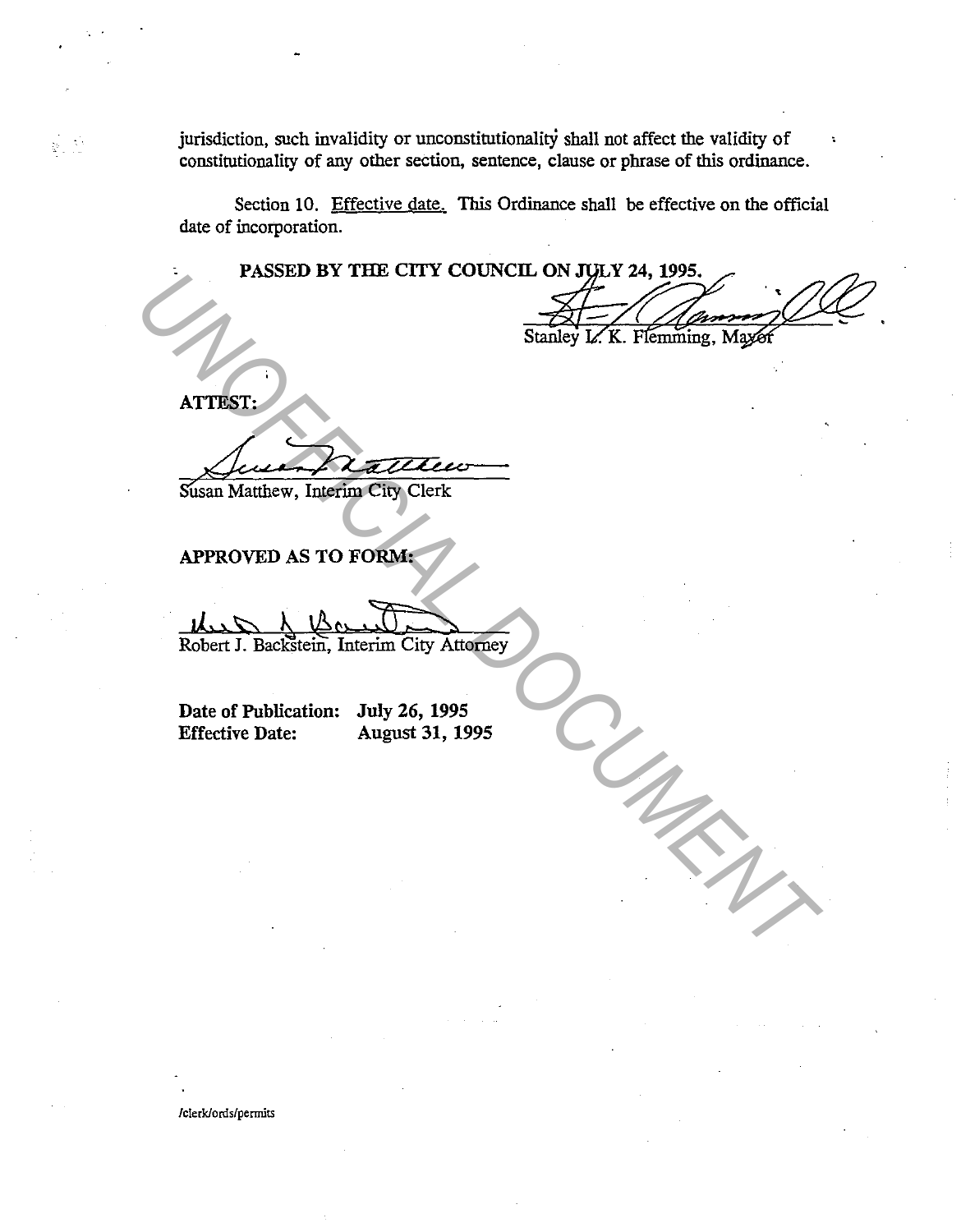jurisdiction, such invalidity or unconstitutionality shall not affect the validity of constitutionality of any other section, sentence, clause or phrase of this ordinance.

Section 10. Effective date. This Ordinance shall be effective on the official date of incorporation.

**PASSED BY THE CITY COUNCIL ON JULY 24, 1995.**

Stanley L. K. Flemming, Mayor

**ATTEST:**

Susan Matthew, Interim City Clerk

**APPROVED AS TO FORM:**

Robert J. Backstein, Interim City Attorney

**Date of Publication: July 26, 1995**
**Effective Date: August 31, 1995**

/clerk/ords/permits